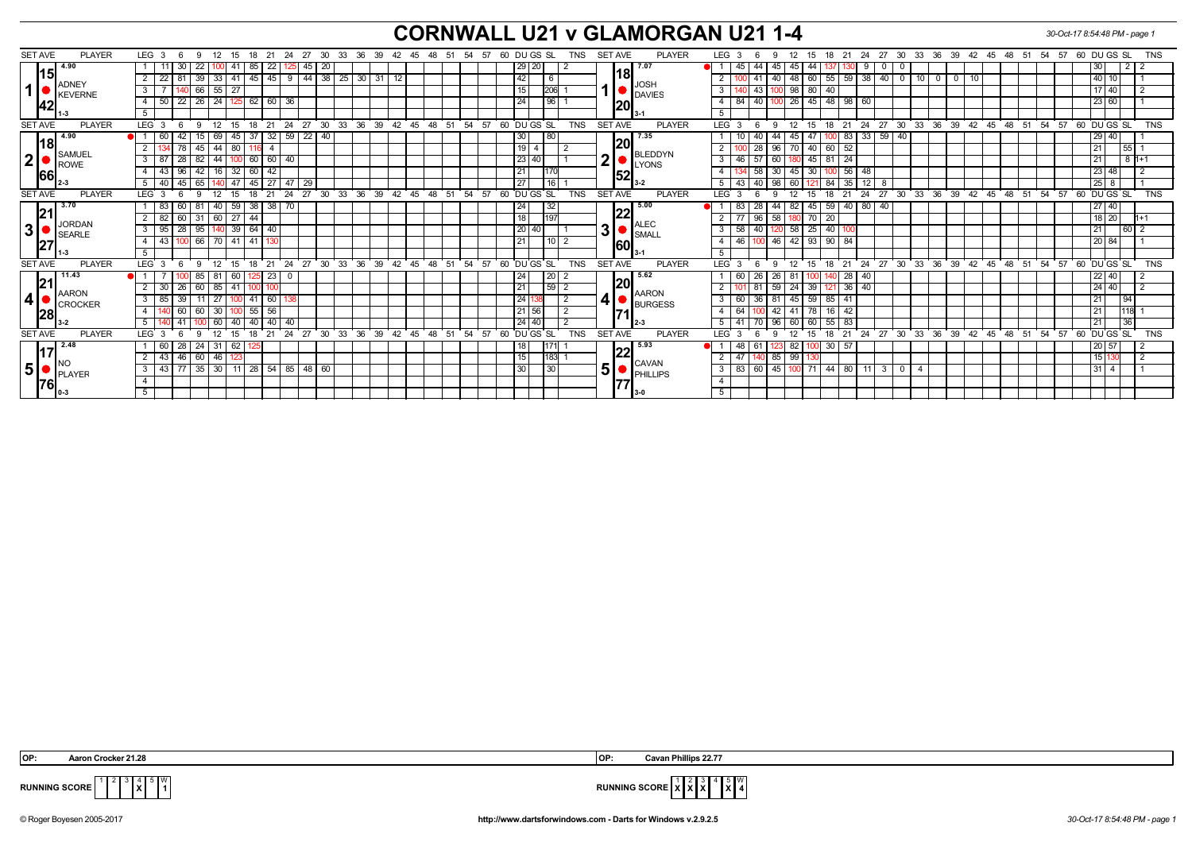# CORNWALL U21 v GLAMORGAN U21 1-4

30-Oct-17 8:54:48 PM - page 1

## Set 1

**ADNEY KEVERNE** — Set Ave 4.90, 15.42 — 1-3

| LEG | Scores | DU | GS | SL | TNS |
|---|---|---|---|---|---|
| 1 | 11, 30, 22, 100, 41, 85, 22, 125, 45, 20 | 29 | 20 | | 2 |
| 2 | 22, 81, 39, 33, 41, 45, 45, 9, 44, 38, 25, 30, 31, 12 | 42 | | 6 | |
| 3 | 7, 140, 66, 55, 27 | 15 | | 206 | 1 |
| 4 | 50, 22, 26, 24, 125, 62, 60, 36 | 24 | | 96 | 1 |
| 5 | | | | | |

**JOSH DAVIES** — Set Ave 7.07, 18.20 — 3-1

| LEG | Scores | DU | GS | SL | TNS |
|---|---|---|---|---|---|
| 1 | 45, 44, 45, 45, 44, 137, 130, 9, 0, 0 | 30 | | 2 | 2 |
| 2 | 100, 41, 40, 48, 60, 55, 59, 38, 40, 0, 10, 0, 0, 10 | 40 | 10 | | 1 |
| 3 | 140, 43, 100, 98, 80, 40 | 17 | 40 | | 2 |
| 4 | 84, 40, 100, 26, 45, 48, 98, 60 | 23 | 60 | | 1 |
| 5 | | | | | |

## Set 2

**SAMUEL ROWE** — Set Ave 4.90, 18.66 — 2-3

| LEG | Scores | DU | GS | SL | TNS |
|---|---|---|---|---|---|
| 1 | 60, 42, 15, 69, 45, 37, 32, 59, 22, 40 | 30 | | 80 | |
| 2 | 134, 78, 45, 44, 80, 116, 4 | 19 | 4 | | 2 |
| 3 | 87, 28, 82, 44, 100, 60, 60, 40 | 23 | 40 | | 1 |
| 4 | 43, 96, 42, 16, 32, 60, 42 | 21 | | 170 | |
| 5 | 40, 45, 65, 140, 47, 45, 27, 47, 29 | 27 | | 16 | 1 |

**BLEDDYN LYONS** — Set Ave 7.35, 20.52 — 3-2

| LEG | Scores | DU | GS | SL | TNS |
|---|---|---|---|---|---|
| 1 | 10, 40, 44, 45, 47, 100, 83, 33, 59, 40 | 29 | 40 | | 1 |
| 2 | 100, 28, 96, 70, 40, 60, 52 | 21 | | 55 | 1 |
| 3 | 46, 57, 60, 180, 45, 81, 24 | 21 | | 8 | 1+1 |
| 4 | 134, 58, 30, 45, 30, 100, 56, 48 | 23 | 48 | | 2 |
| 5 | 43, 40, 98, 60, 121, 84, 35, 12, 8 | 25 | 8 | | 1 |

## Set 3

**JORDAN SEARLE** — Set Ave 3.70, 21.27 — 1-3

| LEG | Scores | DU | GS | SL | TNS |
|---|---|---|---|---|---|
| 1 | 83, 60, 81, 40, 59, 38, 38, 70 | 24 | | 32 | |
| 2 | 82, 60, 31, 60, 27, 44 | 18 | | 197 | |
| 3 | 95, 28, 95, 140, 39, 64, 40 | 20 | 40 | | 1 |
| 4 | 43, 100, 66, 70, 41, 41, 130 | 21 | | 10 | 2 |
| 5 | | | | | |

**ALEC SMALL** — Set Ave 5.00, 22.60 — 3-1

| LEG | Scores | DU | GS | SL | TNS |
|---|---|---|---|---|---|
| 1 | 83, 28, 44, 82, 45, 59, 40, 80, 40 | 27 | 40 | | |
| 2 | 77, 96, 58, 180, 70, 20 | 18 | 20 | | 1+1 |
| 3 | 58, 40, 120, 58, 25, 40, 100 | 21 | | 60 | 2 |
| 4 | 46, 100, 46, 42, 93, 90, 84 | 20 | 84 | | 1 |
| 5 | | | | | |

## Set 4

**AARON CROCKER** — Set Ave 11.43, 21.28 — 3-2

| LEG | Scores | DU | GS | SL | TNS |
|---|---|---|---|---|---|
| 1 | 7, 100, 85, 81, 60, 125, 23, 0 | 24 | | 20 | 2 |
| 2 | 30, 26, 60, 85, 41, 100, 100 | 21 | | 59 | 2 |
| 3 | 85, 39, 11, 27, 100, 41, 60, 138 | 24 | 138 | | 2 |
| 4 | 140, 60, 60, 30, 100, 55, 56 | 21 | 56 | | 2 |
| 5 | 140, 41, 100, 60, 40, 40, 40, 40 | 24 | 40 | | 2 |

**AARON BURGESS** — Set Ave 5.62, 20.71 — 2-3

| LEG | Scores | DU | GS | SL | TNS |
|---|---|---|---|---|---|
| 1 | 60, 26, 26, 81, 100, 140, 28, 40 | 22 | 40 | | 2 |
| 2 | 101, 81, 59, 24, 39, 121, 36, 40 | 24 | 40 | | 2 |
| 3 | 60, 36, 81, 45, 59, 85, 41 | 21 | | 94 | |
| 4 | 64, 100, 42, 41, 78, 16, 42 | 21 | | 118 | 1 |
| 5 | 41, 70, 96, 60, 60, 55, 83 | 21 | | 36 | |

## Set 5

**NO PLAYER** — Set Ave 2.48, 17.76 — 0-3

| LEG | Scores | DU | GS | SL | TNS |
|---|---|---|---|---|---|
| 1 | 60, 28, 24, 31, 62, 125 | 18 | | 171 | 1 |
| 2 | 43, 46, 60, 46, 123 | 15 | | 183 | 1 |
| 3 | 43, 77, 35, 30, 11, 28, 54, 85, 48, 60 | 30 | | 30 | |
| 4 | | | | | |
| 5 | | | | | |

**CAVAN PHILLIPS** — Set Ave 5.93, 22.77 — 3-0

| LEG | Scores | DU | GS | SL | TNS |
|---|---|---|---|---|---|
| 1 | 48, 61, 123, 82, 100, 30, 57 | 20 | 57 | | 2 |
| 2 | 47, 140, 85, 99, 130 | 15 | 130 | | 2 |
| 3 | 83, 60, 45, 100, 71, 44, 80, 11, 3, 0, 4 | 31 | 4 | | 1 |
| 4 | | | | | |
| 5 | | | | | |

OP: Aaron Crocker 21.28

OP: Cavan Phillips 22.77

**RUNNING SCORE (Cornwall)**

| 1 | 2 | 3 | 4 | 5 | W |
|---|---|---|---|---|---|
| | | | X | | 1 |

**RUNNING SCORE (Glamorgan)**

| 1 | 2 | 3 | 4 | 5 | W |
|---|---|---|---|---|---|
| X | X | X | | X | 4 |

© Roger Boyesen 2005-2017 — http://www.dartsforwindows.com - Darts for Windows v.2.9.2.5 — 30-Oct-17 8:54:48 PM - page 1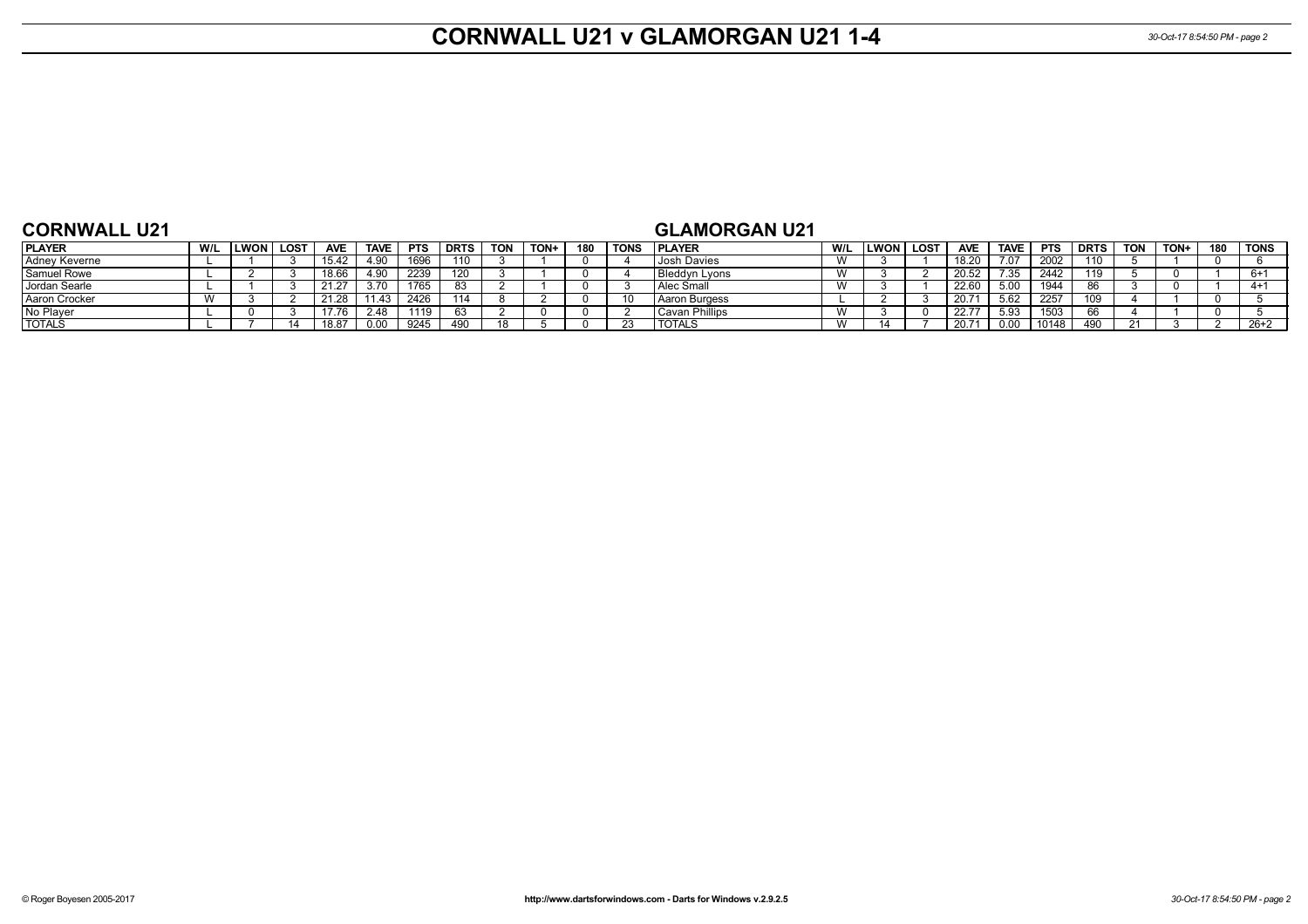# CORNWALL U21 v GLAMORGAN U21 1-4

## CORNWALL U21

| PLAYER | W/L | LWON | LOST | AVE | TAVE | PTS | DRTS | TON | TON+ | 180 | TONS |
|---|---|---|---|---|---|---|---|---|---|---|---|
| Adney Keverne | L | 1 | 3 | 15.42 | 4.90 | 1696 | 110 | 3 | 1 | 0 | 4 |
| Samuel Rowe | L | 2 | 3 | 18.66 | 4.90 | 2239 | 120 | 3 | 1 | 0 | 4 |
| Jordan Searle | L | 1 | 3 | 21.27 | 3.70 | 1765 | 83 | 2 | 1 | 0 | 3 |
| Aaron Crocker | W | 3 | 2 | 21.28 | 11.43 | 2426 | 114 | 8 | 2 | 0 | 10 |
| No Player | L | 0 | 3 | 17.76 | 2.48 | 1119 | 63 | 2 | 0 | 0 | 2 |
| TOTALS | L | 7 | 14 | 18.87 | 0.00 | 9245 | 490 | 18 | 5 | 0 | 23 |

## GLAMORGAN U21

| PLAYER | W/L | LWON | LOST | AVE | TAVE | PTS | DRTS | TON | TON+ | 180 | TONS |
|---|---|---|---|---|---|---|---|---|---|---|---|
| Josh Davies | W | 3 | 1 | 18.20 | 7.07 | 2002 | 110 | 5 | 1 | 0 | 6 |
| Bleddyn Lyons | W | 3 | 2 | 20.52 | 7.35 | 2442 | 119 | 5 | 0 | 1 | 6+1 |
| Alec Small | W | 3 | 1 | 22.60 | 5.00 | 1944 | 86 | 3 | 0 | 1 | 4+1 |
| Aaron Burgess | L | 2 | 3 | 20.71 | 5.62 | 2257 | 109 | 4 | 1 | 0 | 5 |
| Cavan Phillips | W | 3 | 0 | 22.77 | 5.93 | 1503 | 66 | 4 | 1 | 0 | 5 |
| TOTALS | W | 14 | 7 | 20.71 | 0.00 | 10148 | 490 | 21 | 3 | 2 | 26+2 |

© Roger Boyesen 2005-2017 — http://www.dartsforwindows.com - Darts for Windows v.2.9.2.5